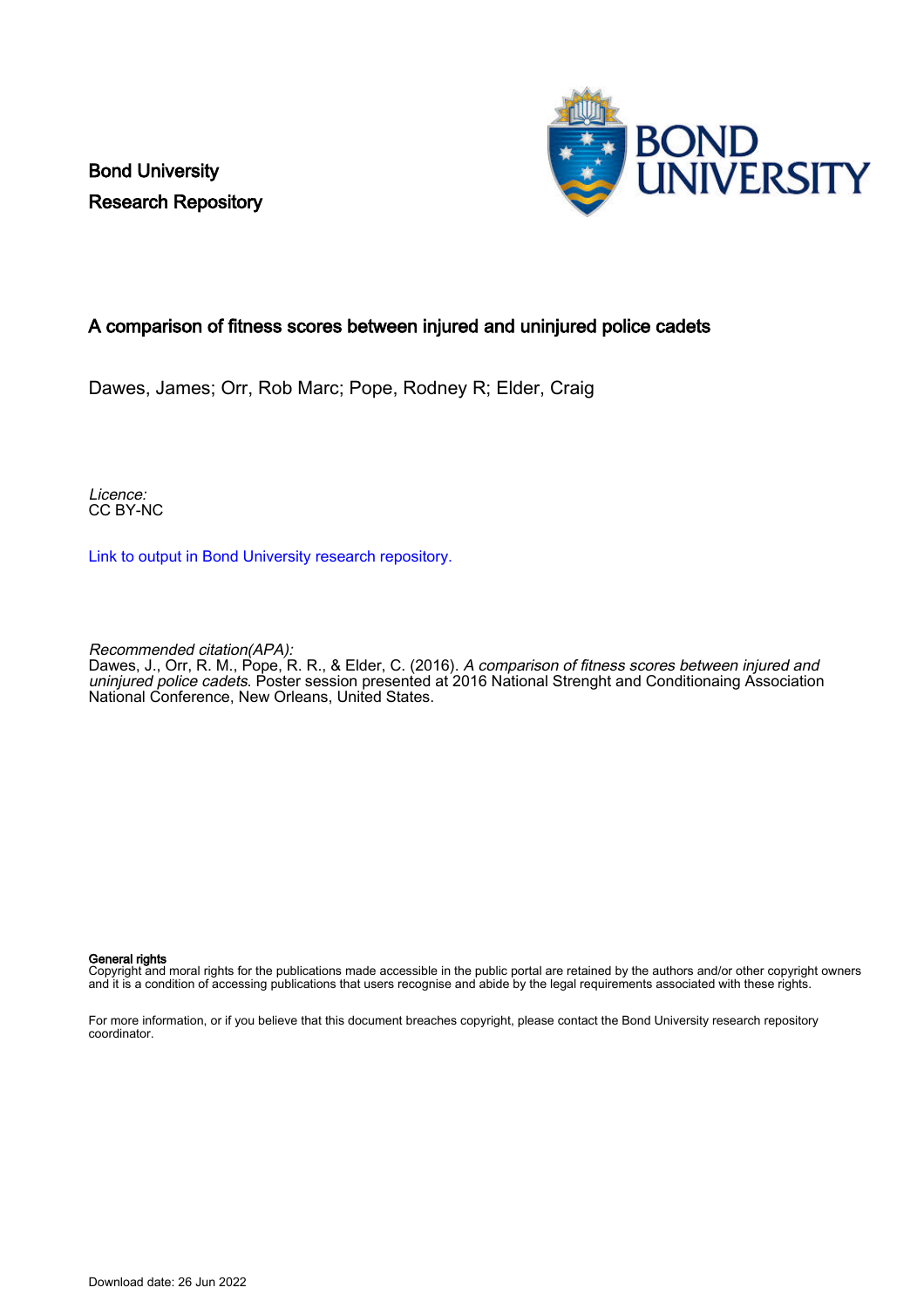Bond University
Research Repository

# A comparison of fitness scores between injured and uninjured police cadets

Dawes, James; Orr, Rob Marc; Pope, Rodney R; Elder, Craig

*Licence:*
CC BY-NC

Link to output in Bond University research repository.

*Recommended citation(APA):*
Dawes, J., Orr, R. M., Pope, R. R., & Elder, C. (2016). *A comparison of fitness scores between injured and uninjured police cadets*. Poster session presented at 2016 National Strenght and Conditionaing Association National Conference, New Orleans, United States.

**General rights**
Copyright and moral rights for the publications made accessible in the public portal are retained by the authors and/or other copyright owners and it is a condition of accessing publications that users recognise and abide by the legal requirements associated with these rights.

For more information, or if you believe that this document breaches copyright, please contact the Bond University research repository coordinator.

Download date: 26 Jun 2022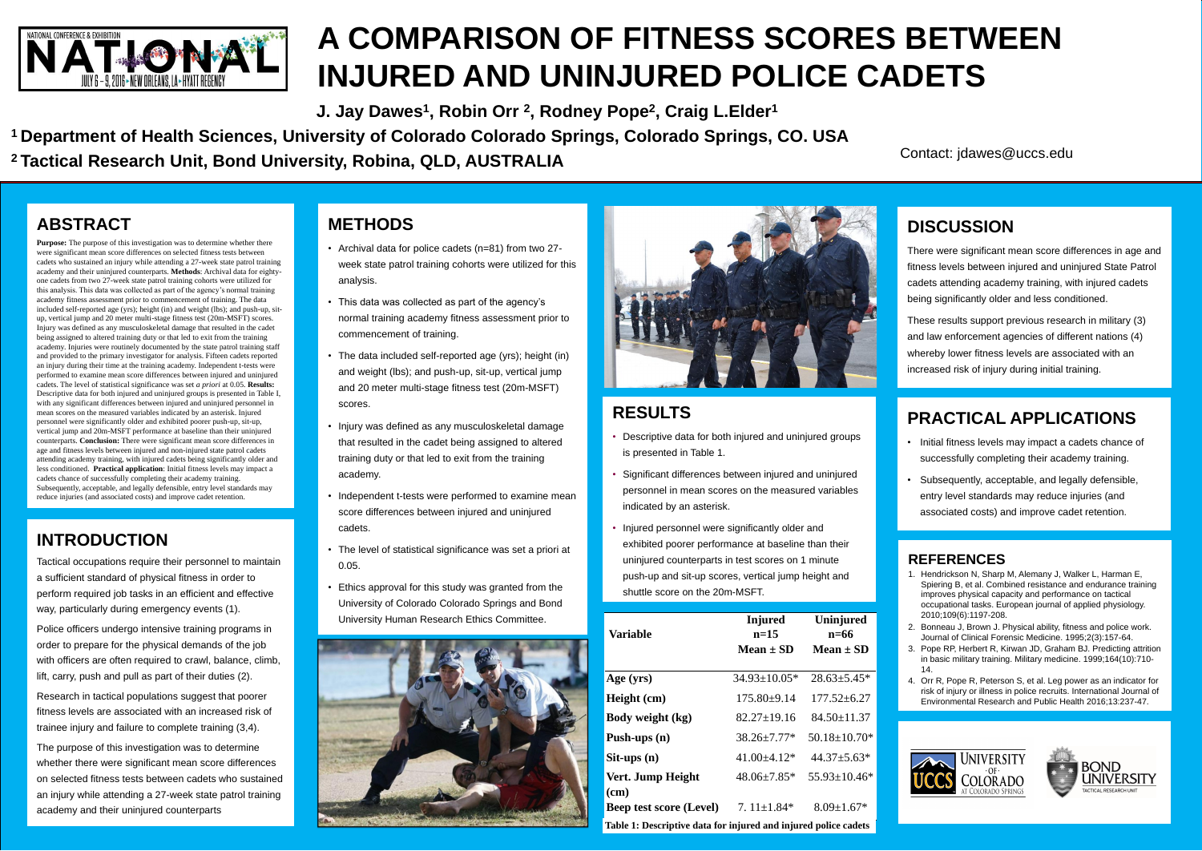# A COMPARISON OF FITNESS SCORES BETWEEN INJURED AND UNINJURED POLICE CADETS

**J. Jay Dawes[1], Robin Orr [2], Rodney Pope[2], Craig L.Elder[1]**

**[1] Department of Health Sciences, University of Colorado Colorado Springs, Colorado Springs, CO. USA**

**[2] Tactical Research Unit, Bond University, Robina, QLD, AUSTRALIA**

Contact: jdawes@uccs.edu

## ABSTRACT

**Purpose:** The purpose of this investigation was to determine whether there were significant mean score differences on selected fitness tests between cadets who sustained an injury while attending a 27-week state patrol training academy and their uninjured counterparts. **Methods**: Archival data for eighty-one cadets from two 27-week state patrol training cohorts were utilized for this analysis. This data was collected as part of the agency's normal training academy fitness assessment prior to commencement of training. The data included self-reported age (yrs); height (in) and weight (lbs); and push-up, sit-up, vertical jump and 20 meter multi-stage fitness test (20m-MSFT) scores. Injury was defined as any musculoskeletal damage that resulted in the cadet being assigned to altered training duty or that led to exit from the training academy. Injuries were routinely documented by the state patrol training staff and provided to the primary investigator for analysis. Fifteen cadets reported an injury during their time at the training academy. Independent t-tests were performed to examine mean score differences between injured and uninjured cadets. The level of statistical significance was set *a priori* at 0.05. **Results:** Descriptive data for both injured and uninjured groups is presented in Table I, with any significant differences between injured and uninjured personnel in mean scores on the measured variables indicated by an asterisk. Injured personnel were significantly older and exhibited poorer push-up, sit-up, vertical jump and 20m-MSFT performance at baseline than their uninjured counterparts. **Conclusion:** There were significant mean score differences in age and fitness levels between injured and non-injured state patrol cadets attending academy training, with injured cadets being significantly older and less conditioned. **Practical application**: Initial fitness levels may impact a cadets chance of successfully completing their academy training. Subsequently, acceptable, and legally defensible, entry level standards may reduce injuries (and associated costs) and improve cadet retention.

## INTRODUCTION

Tactical occupations require their personnel to maintain a sufficient standard of physical fitness in order to perform required job tasks in an efficient and effective way, particularly during emergency events (1).

Police officers undergo intensive training programs in order to prepare for the physical demands of the job with officers are often required to crawl, balance, climb, lift, carry, push and pull as part of their duties (2).

Research in tactical populations suggest that poorer fitness levels are associated with an increased risk of trainee injury and failure to complete training (3,4).

The purpose of this investigation was to determine whether there were significant mean score differences on selected fitness tests between cadets who sustained an injury while attending a 27-week state patrol training academy and their uninjured counterparts

## METHODS

- Archival data for police cadets (n=81) from two 27-week state patrol training cohorts were utilized for this analysis.
- This data was collected as part of the agency's normal training academy fitness assessment prior to commencement of training.
- The data included self-reported age (yrs); height (in) and weight (lbs); and push-up, sit-up, vertical jump and 20 meter multi-stage fitness test (20m-MSFT) scores.
- Injury was defined as any musculoskeletal damage that resulted in the cadet being assigned to altered training duty or that led to exit from the training academy.
- Independent t-tests were performed to examine mean score differences between injured and uninjured cadets.
- The level of statistical significance was set a priori at 0.05.
- Ethics approval for this study was granted from the University of Colorado Colorado Springs and Bond University Human Research Ethics Committee.

## RESULTS

- Descriptive data for both injured and uninjured groups is presented in Table 1.
- Significant differences between injured and uninjured personnel in mean scores on the measured variables indicated by an asterisk.
- Injured personnel were significantly older and exhibited poorer performance at baseline than their uninjured counterparts in test scores on 1 minute push-up and sit-up scores, vertical jump height and shuttle score on the 20m-MSFT.

| Variable | Injured n=15 Mean ± SD | Uninjured n=66 Mean ± SD |
|---|---|---|
| **Age (yrs)** | 34.93±10.05* | 28.63±5.45* |
| **Height (cm)** | 175.80±9.14 | 177.52±6.27 |
| **Body weight (kg)** | 82.27±19.16 | 84.50±11.37 |
| **Push-ups (n)** | 38.26±7.77* | 50.18±10.70* |
| **Sit-ups (n)** | 41.00±4.12* | 44.37±5.63* |
| **Vert. Jump Height (cm)** | 48.06±7.85* | 55.93±10.46* |
| **Beep test score (Level)** | 7. 11±1.84* | 8.09±1.67* |

**Table 1: Descriptive data for injured and injured police cadets**

## DISCUSSION

There were significant mean score differences in age and fitness levels between injured and uninjured State Patrol cadets attending academy training, with injured cadets being significantly older and less conditioned.

These results support previous research in military (3) and law enforcement agencies of different nations (4) whereby lower fitness levels are associated with an increased risk of injury during initial training.

## PRACTICAL APPLICATIONS

- Initial fitness levels may impact a cadets chance of successfully completing their academy training.
- Subsequently, acceptable, and legally defensible, entry level standards may reduce injuries (and associated costs) and improve cadet retention.

## REFERENCES

1. Hendrickson N, Sharp M, Alemany J, Walker L, Harman E, Spiering B, et al. Combined resistance and endurance training improves physical capacity and performance on tactical occupational tasks. European journal of applied physiology. 2010;109(6):1197-208.
2. Bonneau J, Brown J. Physical ability, fitness and police work. Journal of Clinical Forensic Medicine. 1995;2(3):157-64.
3. Pope RP, Herbert R, Kirwan JD, Graham BJ. Predicting attrition in basic military training. Military medicine. 1999;164(10):710-14.
4. Orr R, Pope R, Peterson S, et al. Leg power as an indicator for risk of injury or illness in police recruits. International Journal of Environmental Research and Public Health 2016;13:237-47.